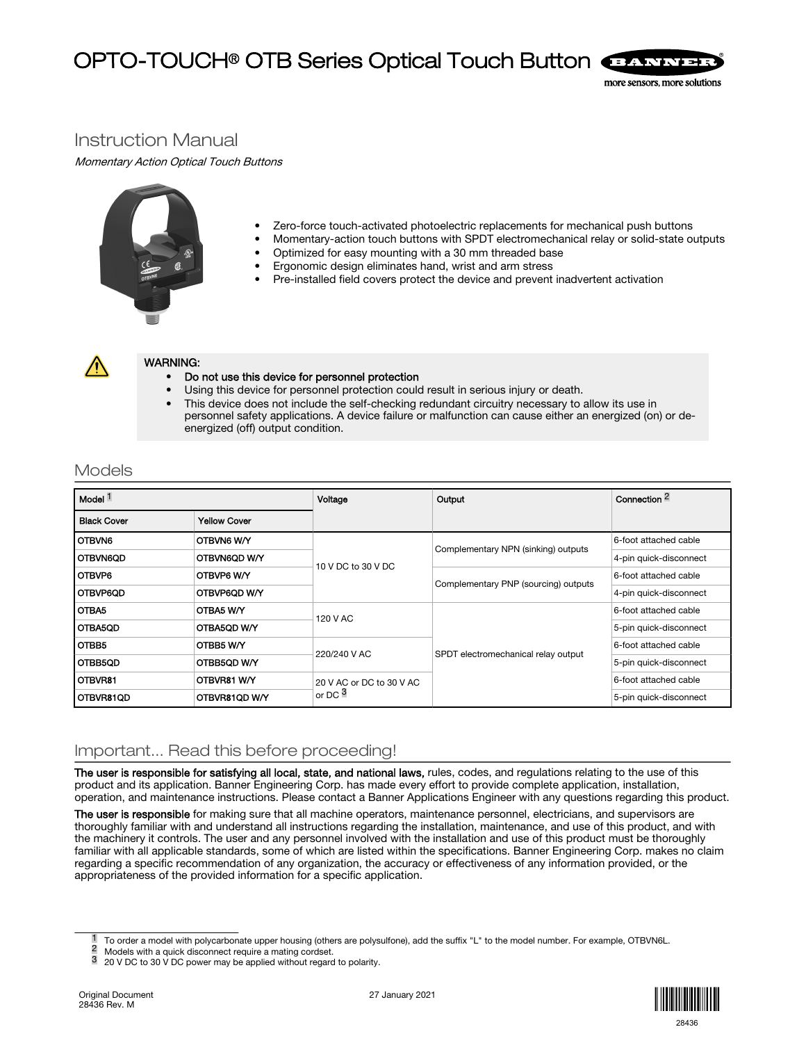# OPTO-TOUCH® OTB Series Optical Touch Button

## Instruction Manual

*Momentary Action Optical Touch Buttons*

- Zero-force touch-activated photoelectric replacements for mechanical push buttons
- Momentary-action touch buttons with SPDT electromechanical relay or solid-state outputs
- Optimized for easy mounting with a 30 mm threaded base
- Ergonomic design eliminates hand, wrist and arm stress
- Pre-installed field covers protect the device and prevent inadvertent activation

**WARNING:**
- **Do not use this device for personnel protection**
- Using this device for personnel protection could result in serious injury or death.
- This device does not include the self-checking redundant circuitry necessary to allow its use in personnel safety applications. A device failure or malfunction can cause either an energized (on) or de-energized (off) output condition.

## Models

| Model [1] | | Voltage | Output | Connection [2] |
|---|---|---|---|---|
| Black Cover | Yellow Cover | | | |
| OTBVN6 | OTBVN6 W/Y | 10 V DC to 30 V DC | Complementary NPN (sinking) outputs | 6-foot attached cable |
| OTBVN6QD | OTBVN6QD W/Y | | | 4-pin quick-disconnect |
| OTBVP6 | OTBVP6 W/Y | | Complementary PNP (sourcing) outputs | 6-foot attached cable |
| OTBVP6QD | OTBVP6QD W/Y | | | 4-pin quick-disconnect |
| OTBA5 | OTBA5 W/Y | 120 V AC | SPDT electromechanical relay output | 6-foot attached cable |
| OTBA5QD | OTBA5QD W/Y | | | 5-pin quick-disconnect |
| OTBB5 | OTBB5 W/Y | 220/240 V AC | | 6-foot attached cable |
| OTBB5QD | OTBB5QD W/Y | | | 5-pin quick-disconnect |
| OTBVR81 | OTBVR81 W/Y | 20 V AC or DC to 30 V AC or DC [3] | | 6-foot attached cable |
| OTBVR81QD | OTBVR81QD W/Y | | | 5-pin quick-disconnect |

## Important... Read this before proceeding!

**The user is responsible for satisfying all local, state, and national laws,** rules, codes, and regulations relating to the use of this product and its application. Banner Engineering Corp. has made every effort to provide complete application, installation, operation, and maintenance instructions. Please contact a Banner Applications Engineer with any questions regarding this product.

**The user is responsible** for making sure that all machine operators, maintenance personnel, electricians, and supervisors are thoroughly familiar with and understand all instructions regarding the installation, maintenance, and use of this product, and with the machinery it controls. The user and any personnel involved with the installation and use of this product must be thoroughly familiar with all applicable standards, some of which are listed within the specifications. Banner Engineering Corp. makes no claim regarding a specific recommendation of any organization, the accuracy or effectiveness of any information provided, or the appropriateness of the provided information for a specific application.

[1] To order a model with polycarbonate upper housing (others are polysulfone), add the suffix "L" to the model number. For example, OTBVN6L.
[2] Models with a quick disconnect require a mating cordset.
[3] 20 V DC to 30 V DC power may be applied without regard to polarity.

Original Document
28436 Rev. M

27 January 2021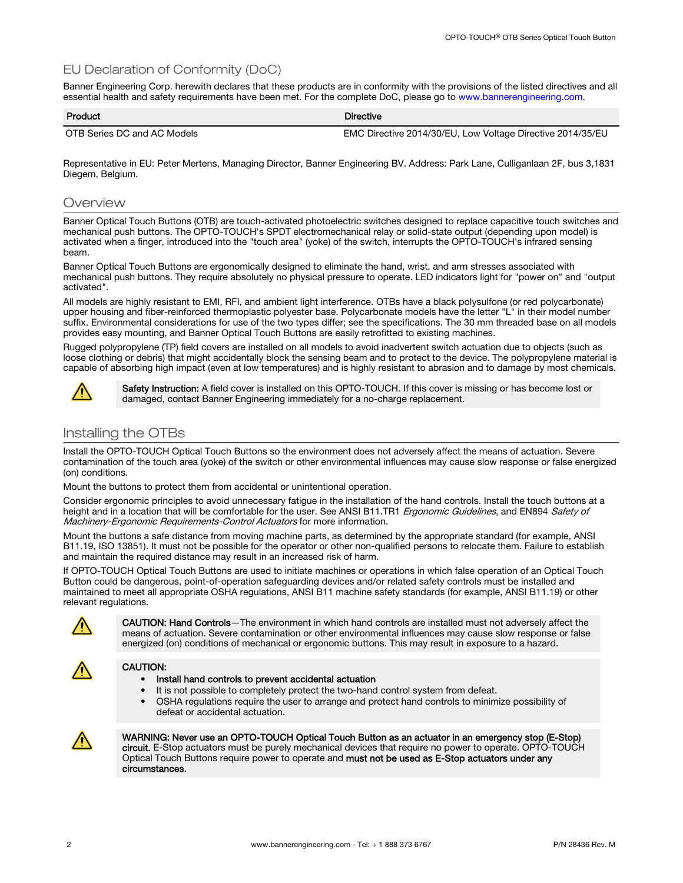## EU Declaration of Conformity (DoC)

Banner Engineering Corp. herewith declares that these products are in conformity with the provisions of the listed directives and all essential health and safety requirements have been met. For the complete DoC, please go to www.bannerengineering.com.

| Product | Directive |
|---|---|
| OTB Series DC and AC Models | EMC Directive 2014/30/EU, Low Voltage Directive 2014/35/EU |

Representative in EU: Peter Mertens, Managing Director, Banner Engineering BV. Address: Park Lane, Culliganlaan 2F, bus 3,1831 Diegem, Belgium.

## Overview

Banner Optical Touch Buttons (OTB) are touch-activated photoelectric switches designed to replace capacitive touch switches and mechanical push buttons. The OPTO-TOUCH's SPDT electromechanical relay or solid-state output (depending upon model) is activated when a finger, introduced into the "touch area" (yoke) of the switch, interrupts the OPTO-TOUCH's infrared sensing beam.

Banner Optical Touch Buttons are ergonomically designed to eliminate the hand, wrist, and arm stresses associated with mechanical push buttons. They require absolutely no physical pressure to operate. LED indicators light for "power on" and "output activated".

All models are highly resistant to EMI, RFI, and ambient light interference. OTBs have a black polysulfone (or red polycarbonate) upper housing and fiber-reinforced thermoplastic polyester base. Polycarbonate models have the letter "L" in their model number suffix. Environmental considerations for use of the two types differ; see the specifications. The 30 mm threaded base on all models provides easy mounting, and Banner Optical Touch Buttons are easily retrofitted to existing machines.

Rugged polypropylene (TP) field covers are installed on all models to avoid inadvertent switch actuation due to objects (such as loose clothing or debris) that might accidentally block the sensing beam and to protect to the device. The polypropylene material is capable of absorbing high impact (even at low temperatures) and is highly resistant to abrasion and to damage by most chemicals.

> **Safety Instruction:** A field cover is installed on this OPTO-TOUCH. If this cover is missing or has become lost or damaged, contact Banner Engineering immediately for a no-charge replacement.

## Installing the OTBs

Install the OPTO-TOUCH Optical Touch Buttons so the environment does not adversely affect the means of actuation. Severe contamination of the touch area (yoke) of the switch or other environmental influences may cause slow response or false energized (on) conditions.

Mount the buttons to protect them from accidental or unintentional operation.

Consider ergonomic principles to avoid unnecessary fatigue in the installation of the hand controls. Install the touch buttons at a height and in a location that will be comfortable for the user. See ANSI B11.TR1 *Ergonomic Guidelines*, and EN894 *Safety of Machinery-Ergonomic Requirements-Control Actuators* for more information.

Mount the buttons a safe distance from moving machine parts, as determined by the appropriate standard (for example, ANSI B11.19, ISO 13851). It must not be possible for the operator or other non-qualified persons to relocate them. Failure to establish and maintain the required distance may result in an increased risk of harm.

If OPTO-TOUCH Optical Touch Buttons are used to initiate machines or operations in which false operation of an Optical Touch Button could be dangerous, point-of-operation safeguarding devices and/or related safety controls must be installed and maintained to meet all appropriate OSHA regulations, ANSI B11 machine safety standards (for example, ANSI B11.19) or other relevant regulations.

> **CAUTION: Hand Controls**—The environment in which hand controls are installed must not adversely affect the means of actuation. Severe contamination or other environmental influences may cause slow response or false energized (on) conditions of mechanical or ergonomic buttons. This may result in exposure to a hazard.

> **CAUTION:**
> - **Install hand controls to prevent accidental actuation**
> - It is not possible to completely protect the two-hand control system from defeat.
> - OSHA regulations require the user to arrange and protect hand controls to minimize possibility of defeat or accidental actuation.

> **WARNING: Never use an OPTO-TOUCH Optical Touch Button as an actuator in an emergency stop (E-Stop) circuit.** E-Stop actuators must be purely mechanical devices that require no power to operate. OPTO-TOUCH Optical Touch Buttons require power to operate and **must not be used as E-Stop actuators under any circumstances**.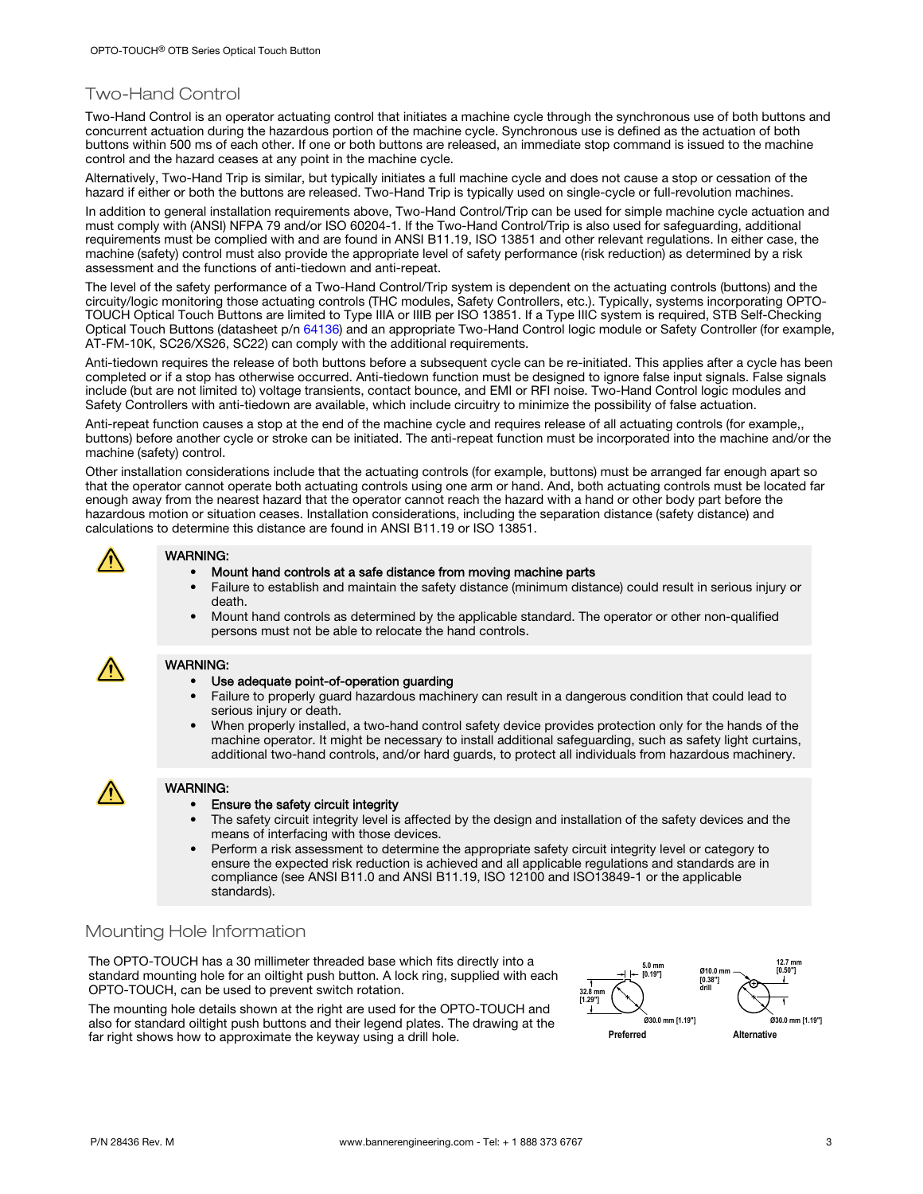## Two-Hand Control

Two-Hand Control is an operator actuating control that initiates a machine cycle through the synchronous use of both buttons and concurrent actuation during the hazardous portion of the machine cycle. Synchronous use is defined as the actuation of both buttons within 500 ms of each other. If one or both buttons are released, an immediate stop command is issued to the machine control and the hazard ceases at any point in the machine cycle.

Alternatively, Two-Hand Trip is similar, but typically initiates a full machine cycle and does not cause a stop or cessation of the hazard if either or both the buttons are released. Two-Hand Trip is typically used on single-cycle or full-revolution machines.

In addition to general installation requirements above, Two-Hand Control/Trip can be used for simple machine cycle actuation and must comply with (ANSI) NFPA 79 and/or ISO 60204-1. If the Two-Hand Control/Trip is also used for safeguarding, additional requirements must be complied with and are found in ANSI B11.19, ISO 13851 and other relevant regulations. In either case, the machine (safety) control must also provide the appropriate level of safety performance (risk reduction) as determined by a risk assessment and the functions of anti-tiedown and anti-repeat.

The level of the safety performance of a Two-Hand Control/Trip system is dependent on the actuating controls (buttons) and the circuity/logic monitoring those actuating controls (THC modules, Safety Controllers, etc.). Typically, systems incorporating OPTO-TOUCH Optical Touch Buttons are limited to Type IIIA or IIIB per ISO 13851. If a Type IIIC system is required, STB Self-Checking Optical Touch Buttons (datasheet p/n 64136) and an appropriate Two-Hand Control logic module or Safety Controller (for example, AT-FM-10K, SC26/XS26, SC22) can comply with the additional requirements.

Anti-tiedown requires the release of both buttons before a subsequent cycle can be re-initiated. This applies after a cycle has been completed or if a stop has otherwise occurred. Anti-tiedown function must be designed to ignore false input signals. False signals include (but are not limited to) voltage transients, contact bounce, and EMI or RFI noise. Two-Hand Control logic modules and Safety Controllers with anti-tiedown are available, which include circuitry to minimize the possibility of false actuation.

Anti-repeat function causes a stop at the end of the machine cycle and requires release of all actuating controls (for example,, buttons) before another cycle or stroke can be initiated. The anti-repeat function must be incorporated into the machine and/or the machine (safety) control.

Other installation considerations include that the actuating controls (for example, buttons) must be arranged far enough apart so that the operator cannot operate both actuating controls using one arm or hand. And, both actuating controls must be located far enough away from the nearest hazard that the operator cannot reach the hazard with a hand or other body part before the hazardous motion or situation ceases. Installation considerations, including the separation distance (safety distance) and calculations to determine this distance are found in ANSI B11.19 or ISO 13851.

> **WARNING:**
> - **Mount hand controls at a safe distance from moving machine parts**
> - Failure to establish and maintain the safety distance (minimum distance) could result in serious injury or death.
> - Mount hand controls as determined by the applicable standard. The operator or other non-qualified persons must not be able to relocate the hand controls.

> **WARNING:**
> - **Use adequate point-of-operation guarding**
> - Failure to properly guard hazardous machinery can result in a dangerous condition that could lead to serious injury or death.
> - When properly installed, a two-hand control safety device provides protection only for the hands of the machine operator. It might be necessary to install additional safeguarding, such as safety light curtains, additional two-hand controls, and/or hard guards, to protect all individuals from hazardous machinery.

> **WARNING:**
> - **Ensure the safety circuit integrity**
> - The safety circuit integrity level is affected by the design and installation of the safety devices and the means of interfacing with those devices.
> - Perform a risk assessment to determine the appropriate safety circuit integrity level or category to ensure the expected risk reduction is achieved and all applicable regulations and standards are in compliance (see ANSI B11.0 and ANSI B11.19, ISO 12100 and ISO13849-1 or the applicable standards).

## Mounting Hole Information

The OPTO-TOUCH has a 30 millimeter threaded base which fits directly into a standard mounting hole for an oiltight push button. A lock ring, supplied with each OPTO-TOUCH, can be used to prevent switch rotation.

The mounting hole details shown at the right are used for the OPTO-TOUCH and also for standard oiltight push buttons and their legend plates. The drawing at the far right shows how to approximate the keyway using a drill hole.

5.0 mm [0.19"] | 32.8 mm [1.29"] | Ø30.0 mm [1.19"]
Preferred

Ø10.0 mm [0.38"] drill | 12.7 mm [0.50"] | Ø30.0 mm [1.19"]
Alternative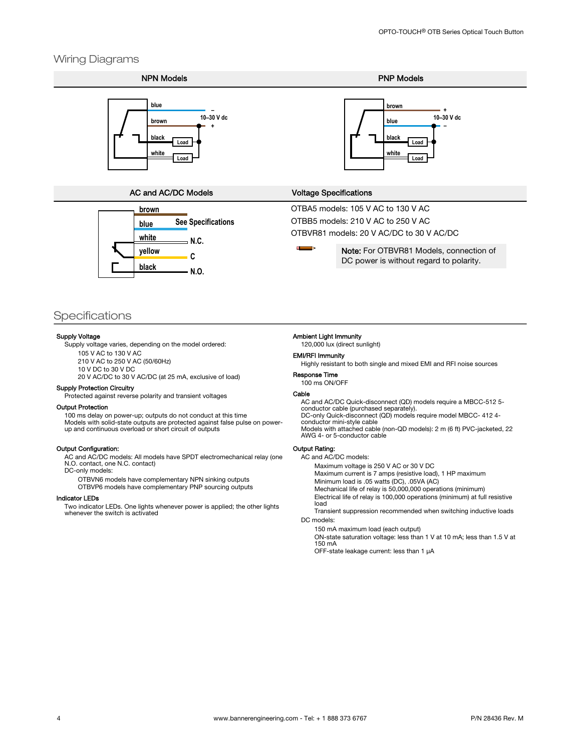## Wiring Diagrams

| NPN Models | PNP Models |
|---|---|

**NPN Models:** blue (–), brown (+), 10–30 V dc, black — Load, white — Load

**PNP Models:** brown (+), blue (–), 10–30 V dc, black — Load, white — Load

### AC and AC/DC Models

brown, blue — See Specifications
white — N.C.
yellow — C
black — N.O.

### Voltage Specifications

OTBA5 models: 105 V AC to 130 V AC

OTBB5 models: 210 V AC to 250 V AC

OTBVR81 models: 20 V AC/DC to 30 V AC/DC

**Note:** For OTBVR81 Models, connection of DC power is without regard to polarity.

## Specifications

**Supply Voltage**

Supply voltage varies, depending on the model ordered:

- 105 V AC to 130 V AC
- 210 V AC to 250 V AC (50/60Hz)
- 10 V DC to 30 V DC
- 20 V AC/DC to 30 V AC/DC (at 25 mA, exclusive of load)

**Supply Protection Circuitry**

Protected against reverse polarity and transient voltages

**Output Protection**

100 ms delay on power-up; outputs do not conduct at this time
Models with solid-state outputs are protected against false pulse on power-up and continuous overload or short circuit of outputs

**Output Configuration:**

AC and AC/DC models: All models have SPDT electromechanical relay (one N.O. contact, one N.C. contact)
DC-only models:

- OTBVN6 models have complementary NPN sinking outputs
- OTBVP6 models have complementary PNP sourcing outputs

**Indicator LEDs**

Two indicator LEDs. One lights whenever power is applied; the other lights whenever the switch is activated

**Ambient Light Immunity**

120,000 lux (direct sunlight)

**EMI/RFI Immunity**

Highly resistant to both single and mixed EMI and RFI noise sources

**Response Time**

100 ms ON/OFF

**Cable**

AC and AC/DC Quick-disconnect (QD) models require a MBCC-512 5-conductor cable (purchased separately).
DC-only Quick-disconnect (QD) models require model MBCC- 412 4-conductor mini-style cable
Models with attached cable (non-QD models): 2 m (6 ft) PVC-jacketed, 22 AWG 4- or 5-conductor cable

**Output Rating:**

AC and AC/DC models:

- Maximum voltage is 250 V AC or 30 V DC
- Maximum current is 7 amps (resistive load), 1 HP maximum
- Minimum load is .05 watts (DC), .05VA (AC)
- Mechanical life of relay is 50,000,000 operations (minimum)
- Electrical life of relay is 100,000 operations (minimum) at full resistive load
- Transient suppression recommended when switching inductive loads

DC models:

- 150 mA maximum load (each output)
- ON-state saturation voltage: less than 1 V at 10 mA; less than 1.5 V at 150 mA
- OFF-state leakage current: less than 1 µA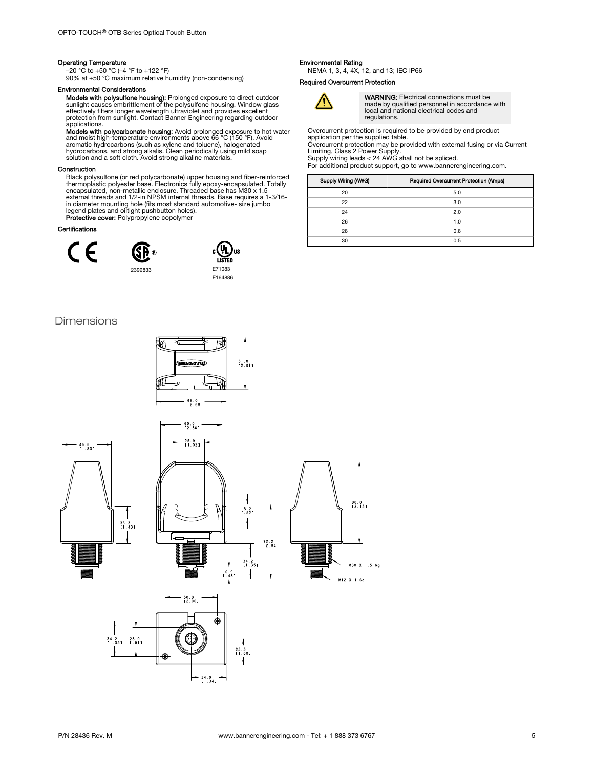#### Operating Temperature

–20 °C to +50 °C (–4 °F to +122 °F)
90% at +50 °C maximum relative humidity (non-condensing)

#### Environmental Considerations

**Models with polysulfone housing):** Prolonged exposure to direct outdoor sunlight causes embrittlement of the polysulfone housing. Window glass effectively filters longer wavelength ultraviolet and provides excellent protection from sunlight. Contact Banner Engineering regarding outdoor applications.

**Models with polycarbonate housing:** Avoid prolonged exposure to hot water and moist high-temperature environments above 66 °C (150 °F). Avoid aromatic hydrocarbons (such as xylene and toluene), halogenated hydrocarbons, and strong alkalis. Clean periodically using mild soap solution and a soft cloth. Avoid strong alkaline materials.

#### Construction

Black polysulfone (or red polycarbonate) upper housing and fiber-reinforced thermoplastic polyester base. Electronics fully epoxy-encapsulated. Totally encapsulated, non-metallic enclosure. Threaded base has M30 x 1.5 external threads and 1/2-in NPSM internal threads. Base requires a 1-3/16-in diameter mounting hole (fits most standard automotive- size jumbo legend plates and oiltight pushbutton holes).

**Protective cover:** Polypropylene copolymer

#### Certifications

2399833

E71083
E164886

#### Environmental Rating

NEMA 1, 3, 4, 4X, 12, and 13; IEC IP66

#### Required Overcurrent Protection

**WARNING:** Electrical connections must be made by qualified personnel in accordance with local and national electrical codes and regulations.

Overcurrent protection is required to be provided by end product application per the supplied table.
Overcurrent protection may be provided with external fusing or via Current Limiting, Class 2 Power Supply.
Supply wiring leads < 24 AWG shall not be spliced.
For additional product support, go to www.bannerengineering.com.

| Supply Wiring (AWG) | Required Overcurrent Protection (Amps) |
|---|---|
| 20 | 5.0 |
| 22 | 3.0 |
| 24 | 2.0 |
| 26 | 1.0 |
| 28 | 0.8 |
| 30 | 0.5 |

## Dimensions

51.0 [2.01]
68.0 [2.68]
60.0 [2.36]
25.9 [1.02]
46.6 [1.83]
36.3 [1.43]
13.2 [.52]
72.2 [2.84]
34.2 [1.35]
10.9 [.43]
80.0 [3.15]
M30 X 1.5-6g
M12 X 1-6g
50.8 [2.00]
34.2 [1.35]
23.0 [.91]
25.5 [1.00]
34.0 [1.34]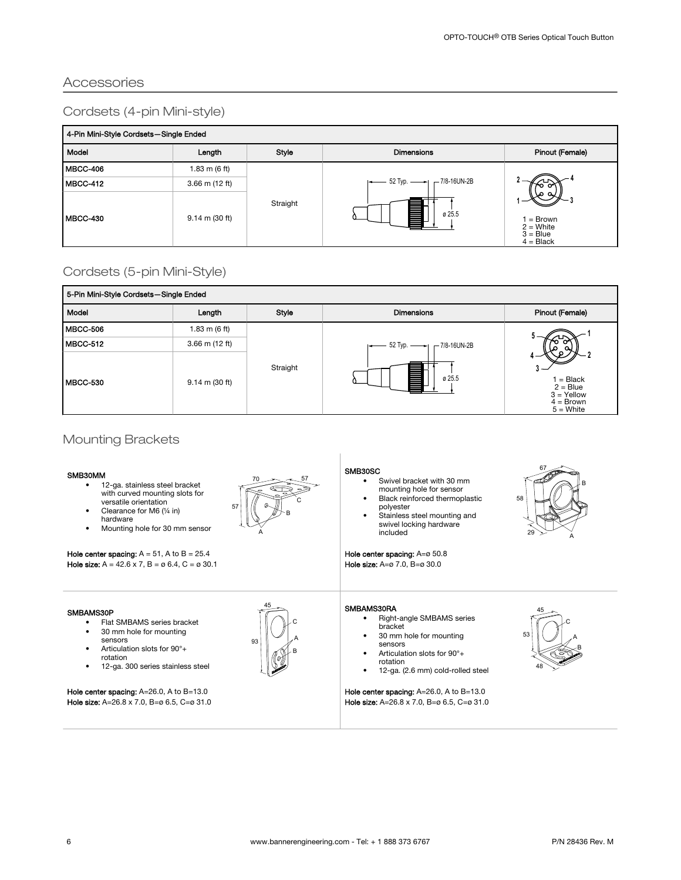## Accessories

### Cordsets (4-pin Mini-style)

| 4-Pin Mini-Style Cordsets—Single Ended | | | | |
|---|---|---|---|---|
| Model | Length | Style | Dimensions | Pinout (Female) |
| MBCC-406 | 1.83 m (6 ft) | Straight | 52 Typ.; 7/8-16UN-2B; ø 25.5 | 1 = Brown<br>2 = White<br>3 = Blue<br>4 = Black |
| MBCC-412 | 3.66 m (12 ft) | | | |
| MBCC-430 | 9.14 m (30 ft) | | | |

### Cordsets (5-pin Mini-Style)

| 5-Pin Mini-Style Cordsets—Single Ended | | | | |
|---|---|---|---|---|
| Model | Length | Style | Dimensions | Pinout (Female) |
| MBCC-506 | 1.83 m (6 ft) | Straight | 52 Typ.; 7/8-16UN-2B; ø 25.5 | 1 = Black<br>2 = Blue<br>3 = Yellow<br>4 = Brown<br>5 = White |
| MBCC-512 | 3.66 m (12 ft) | | | |
| MBCC-530 | 9.14 m (30 ft) | | | |

### Mounting Brackets

**SMB30MM**

- 12-ga. stainless steel bracket with curved mounting slots for versatile orientation
- Clearance for M6 (¼ in) hardware
- Mounting hole for 30 mm sensor

**Hole center spacing:** A = 51, A to B = 25.4
**Hole size:** A = 42.6 x 7, B = ø 6.4, C = ø 30.1

**SMB30SC**

- Swivel bracket with 30 mm mounting hole for sensor
- Black reinforced thermoplastic polyester
- Stainless steel mounting and swivel locking hardware included

**Hole center spacing:** A=ø 50.8
**Hole size:** A=ø 7.0, B=ø 30.0

**SMBAMS30P**

- Flat SMBAMS series bracket
- 30 mm hole for mounting sensors
- Articulation slots for 90°+ rotation
- 12-ga. 300 series stainless steel

**Hole center spacing:** A=26.0, A to B=13.0
**Hole size:** A=26.8 x 7.0, B=ø 6.5, C=ø 31.0

**SMBAMS30RA**

- Right-angle SMBAMS series bracket
- 30 mm hole for mounting sensors
- Articulation slots for 90°+ rotation
- 12-ga. (2.6 mm) cold-rolled steel

**Hole center spacing:** A=26.0, A to B=13.0
**Hole size:** A=26.8 x 7.0, B=ø 6.5, C=ø 31.0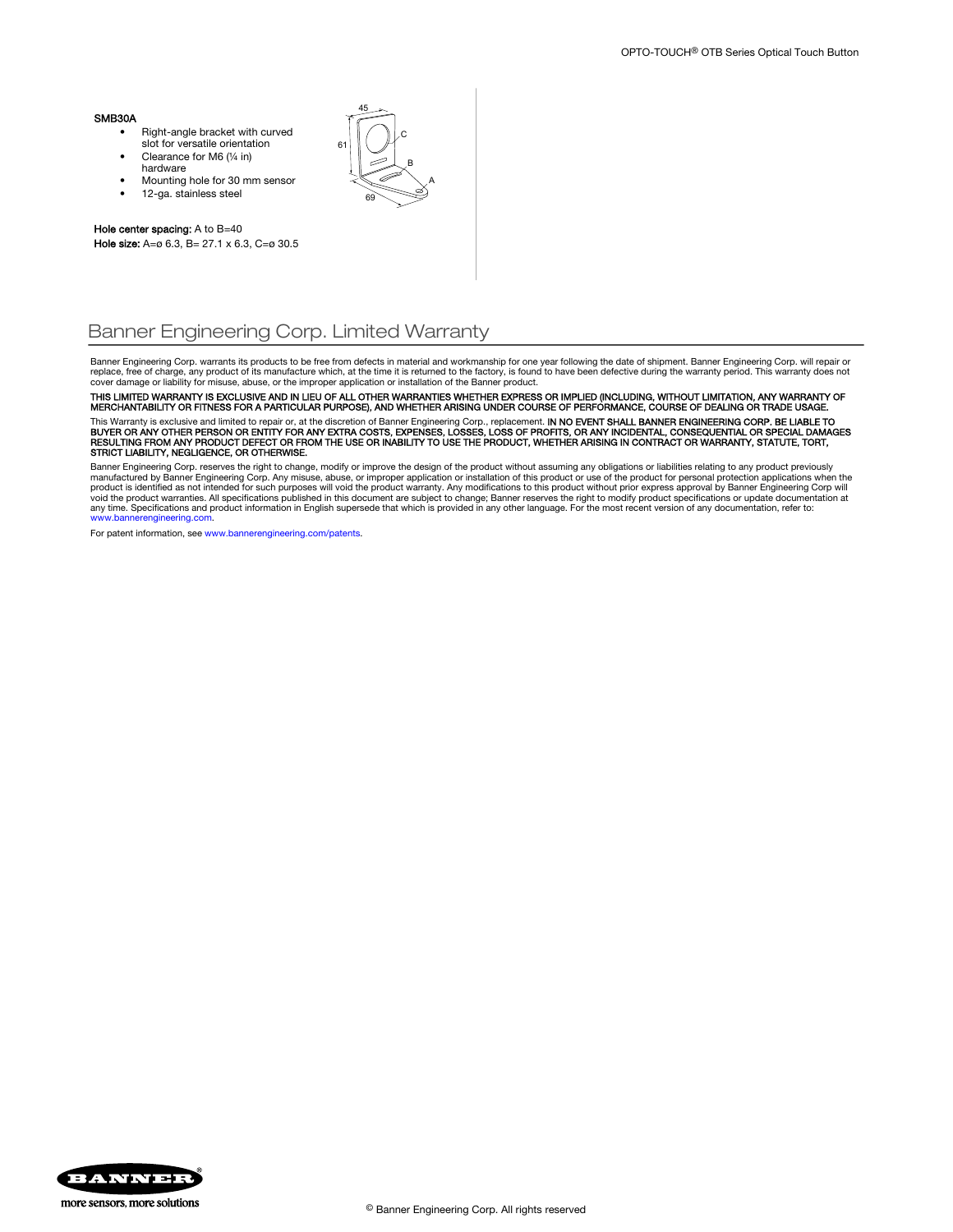**SMB30A**

- Right-angle bracket with curved slot for versatile orientation
- Clearance for M6 (¼ in) hardware
- Mounting hole for 30 mm sensor
- 12-ga. stainless steel

45
61
C
B
A
69

**Hole center spacing:** A to B=40

**Hole size:** A=ø 6.3, B= 27.1 x 6.3, C=ø 30.5

## Banner Engineering Corp. Limited Warranty

Banner Engineering Corp. warrants its products to be free from defects in material and workmanship for one year following the date of shipment. Banner Engineering Corp. will repair or replace, free of charge, any product of its manufacture which, at the time it is returned to the factory, is found to have been defective during the warranty period. This warranty does not cover damage or liability for misuse, abuse, or the improper application or installation of the Banner product.

**THIS LIMITED WARRANTY IS EXCLUSIVE AND IN LIEU OF ALL OTHER WARRANTIES WHETHER EXPRESS OR IMPLIED (INCLUDING, WITHOUT LIMITATION, ANY WARRANTY OF MERCHANTABILITY OR FITNESS FOR A PARTICULAR PURPOSE), AND WHETHER ARISING UNDER COURSE OF PERFORMANCE, COURSE OF DEALING OR TRADE USAGE.**

This Warranty is exclusive and limited to repair or, at the discretion of Banner Engineering Corp., replacement. **IN NO EVENT SHALL BANNER ENGINEERING CORP. BE LIABLE TO BUYER OR ANY OTHER PERSON OR ENTITY FOR ANY EXTRA COSTS, EXPENSES, LOSSES, LOSS OF PROFITS, OR ANY INCIDENTAL, CONSEQUENTIAL OR SPECIAL DAMAGES RESULTING FROM ANY PRODUCT DEFECT OR FROM THE USE OR INABILITY TO USE THE PRODUCT, WHETHER ARISING IN CONTRACT OR WARRANTY, STATUTE, TORT, STRICT LIABILITY, NEGLIGENCE, OR OTHERWISE.**

Banner Engineering Corp. reserves the right to change, modify or improve the design of the product without assuming any obligations or liabilities relating to any product previously manufactured by Banner Engineering Corp. Any misuse, abuse, or improper application or installation of this product or use of the product for personal protection applications when the product is identified as not intended for such purposes will void the product warranty. Any modifications to this product without prior express approval by Banner Engineering Corp will void the product warranties. All specifications published in this document are subject to change; Banner reserves the right to modify product specifications or update documentation at any time. Specifications and product information in English supersede that which is provided in any other language. For the most recent version of any documentation, refer to: www.bannerengineering.com.

For patent information, see www.bannerengineering.com/patents.